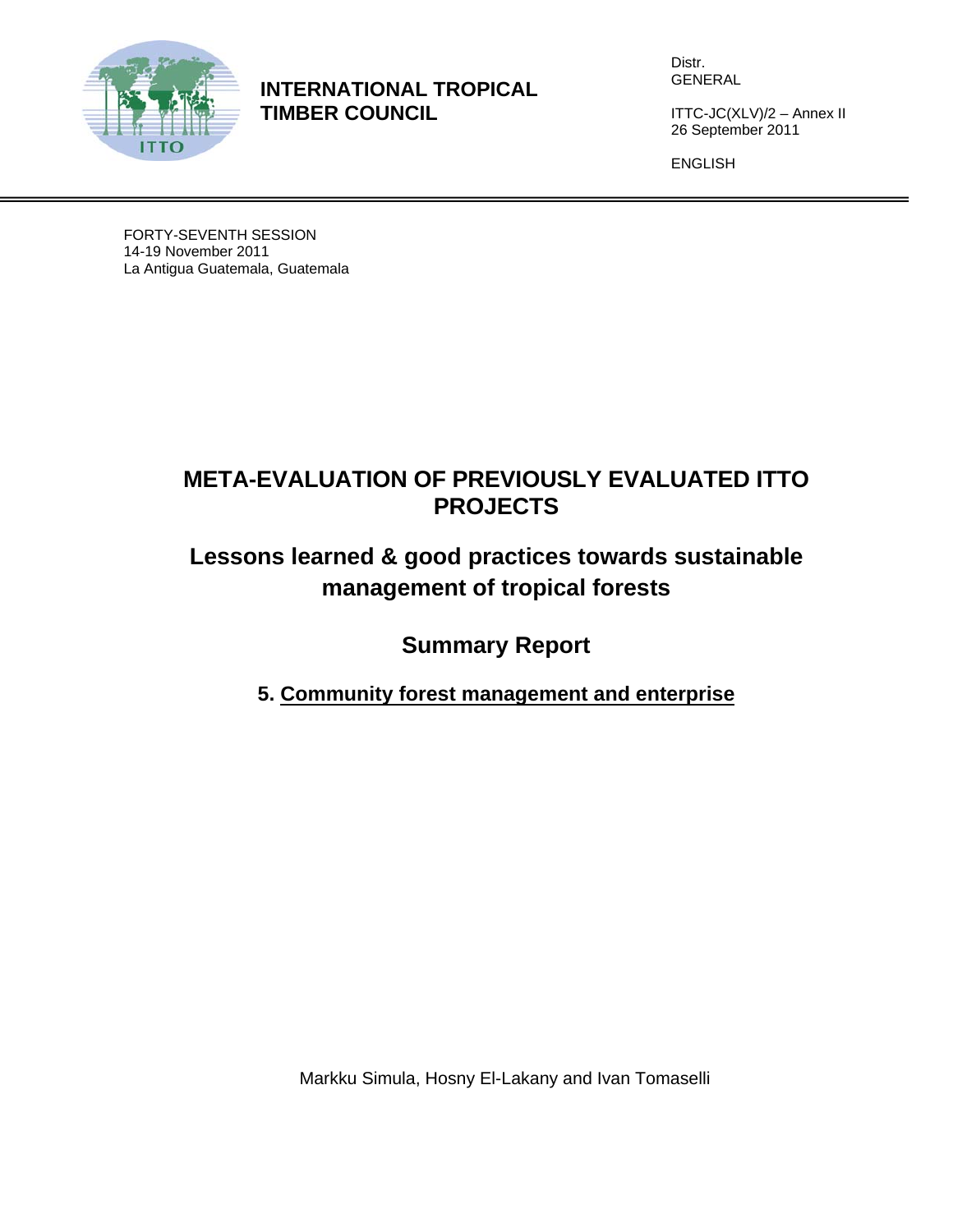**INTERNATIONAL TROPICAL TIMBER COUNCIL**

Distr.
GENERAL

ITTC-JC(XLV)/2 – Annex II
26 September 2011

ENGLISH

FORTY-SEVENTH SESSION
14-19 November 2011
La Antigua Guatemala, Guatemala

# META-EVALUATION OF PREVIOUSLY EVALUATED ITTO PROJECTS

## Lessons learned & good practices towards sustainable management of tropical forests

## Summary Report

### 5. Community forest management and enterprise

Markku Simula, Hosny El-Lakany and Ivan Tomaselli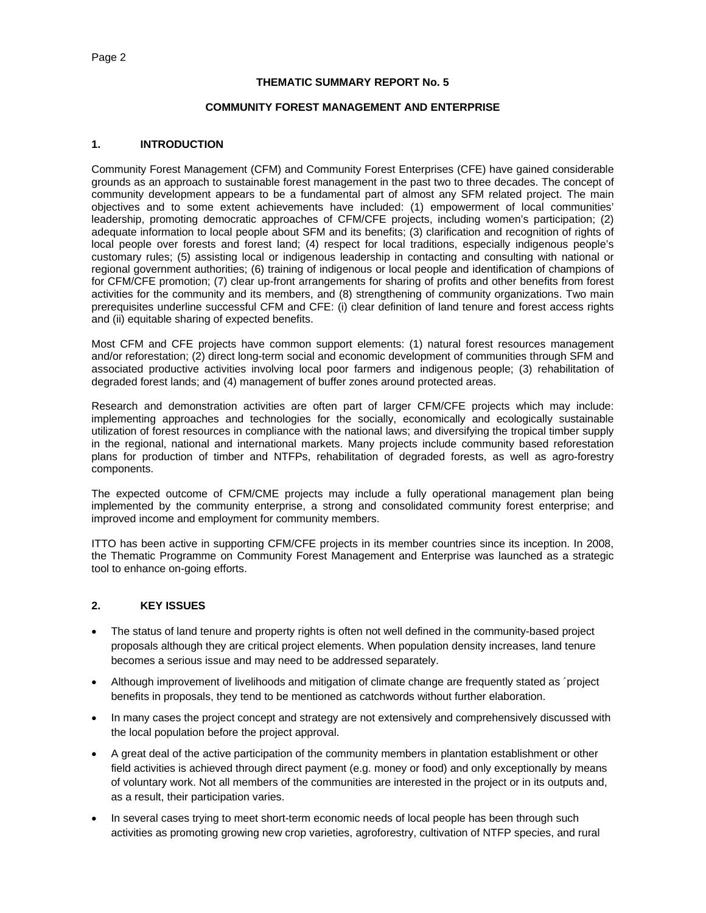**THEMATIC SUMMARY REPORT No. 5**

**COMMUNITY FOREST MANAGEMENT AND ENTERPRISE**

## 1. INTRODUCTION

Community Forest Management (CFM) and Community Forest Enterprises (CFE) have gained considerable grounds as an approach to sustainable forest management in the past two to three decades. The concept of community development appears to be a fundamental part of almost any SFM related project. The main objectives and to some extent achievements have included: (1) empowerment of local communities' leadership, promoting democratic approaches of CFM/CFE projects, including women's participation; (2) adequate information to local people about SFM and its benefits; (3) clarification and recognition of rights of local people over forests and forest land; (4) respect for local traditions, especially indigenous people's customary rules; (5) assisting local or indigenous leadership in contacting and consulting with national or regional government authorities; (6) training of indigenous or local people and identification of champions of for CFM/CFE promotion; (7) clear up-front arrangements for sharing of profits and other benefits from forest activities for the community and its members, and (8) strengthening of community organizations. Two main prerequisites underline successful CFM and CFE: (i) clear definition of land tenure and forest access rights and (ii) equitable sharing of expected benefits.

Most CFM and CFE projects have common support elements: (1) natural forest resources management and/or reforestation; (2) direct long-term social and economic development of communities through SFM and associated productive activities involving local poor farmers and indigenous people; (3) rehabilitation of degraded forest lands; and (4) management of buffer zones around protected areas.

Research and demonstration activities are often part of larger CFM/CFE projects which may include: implementing approaches and technologies for the socially, economically and ecologically sustainable utilization of forest resources in compliance with the national laws; and diversifying the tropical timber supply in the regional, national and international markets. Many projects include community based reforestation plans for production of timber and NTFPs, rehabilitation of degraded forests, as well as agro-forestry components.

The expected outcome of CFM/CME projects may include a fully operational management plan being implemented by the community enterprise, a strong and consolidated community forest enterprise; and improved income and employment for community members.

ITTO has been active in supporting CFM/CFE projects in its member countries since its inception. In 2008, the Thematic Programme on Community Forest Management and Enterprise was launched as a strategic tool to enhance on-going efforts.

## 2. KEY ISSUES

- The status of land tenure and property rights is often not well defined in the community-based project proposals although they are critical project elements. When population density increases, land tenure becomes a serious issue and may need to be addressed separately.
- Although improvement of livelihoods and mitigation of climate change are frequently stated as ´project benefits in proposals, they tend to be mentioned as catchwords without further elaboration.
- In many cases the project concept and strategy are not extensively and comprehensively discussed with the local population before the project approval.
- A great deal of the active participation of the community members in plantation establishment or other field activities is achieved through direct payment (e.g. money or food) and only exceptionally by means of voluntary work. Not all members of the communities are interested in the project or in its outputs and, as a result, their participation varies.
- In several cases trying to meet short-term economic needs of local people has been through such activities as promoting growing new crop varieties, agroforestry, cultivation of NTFP species, and rural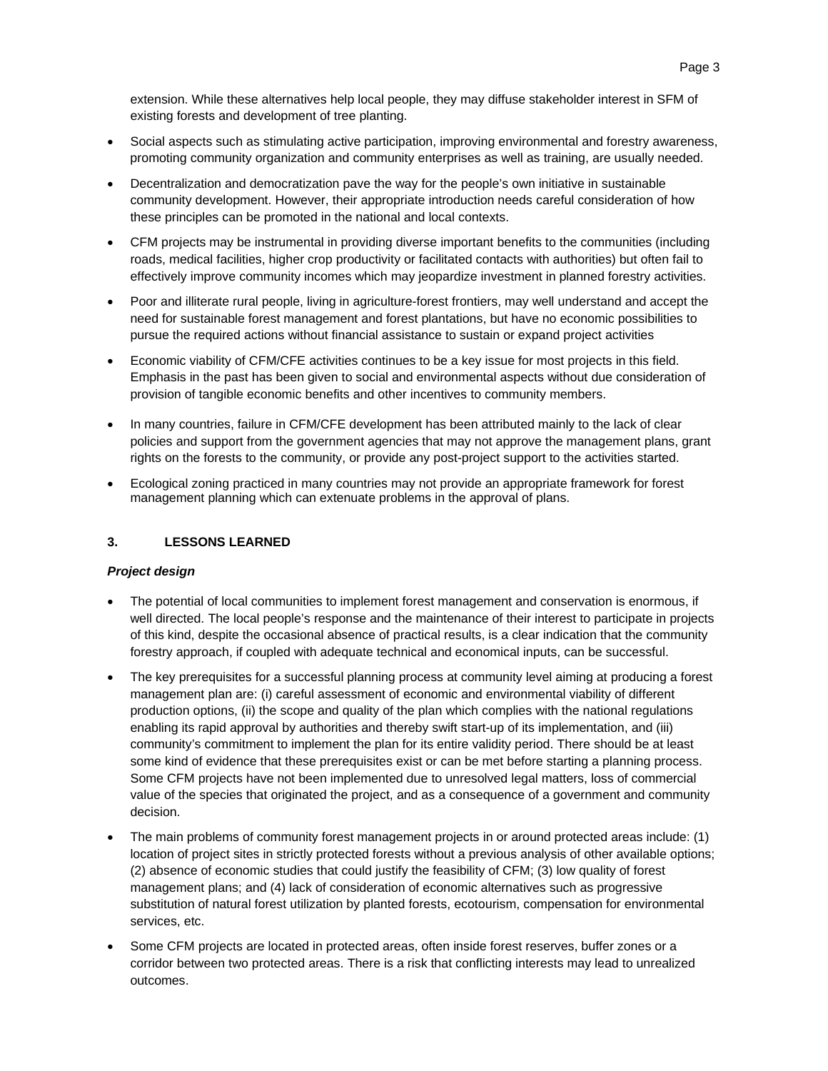extension. While these alternatives help local people, they may diffuse stakeholder interest in SFM of existing forests and development of tree planting.

- Social aspects such as stimulating active participation, improving environmental and forestry awareness, promoting community organization and community enterprises as well as training, are usually needed.
- Decentralization and democratization pave the way for the people's own initiative in sustainable community development. However, their appropriate introduction needs careful consideration of how these principles can be promoted in the national and local contexts.
- CFM projects may be instrumental in providing diverse important benefits to the communities (including roads, medical facilities, higher crop productivity or facilitated contacts with authorities) but often fail to effectively improve community incomes which may jeopardize investment in planned forestry activities.
- Poor and illiterate rural people, living in agriculture-forest frontiers, may well understand and accept the need for sustainable forest management and forest plantations, but have no economic possibilities to pursue the required actions without financial assistance to sustain or expand project activities
- Economic viability of CFM/CFE activities continues to be a key issue for most projects in this field. Emphasis in the past has been given to social and environmental aspects without due consideration of provision of tangible economic benefits and other incentives to community members.
- In many countries, failure in CFM/CFE development has been attributed mainly to the lack of clear policies and support from the government agencies that may not approve the management plans, grant rights on the forests to the community, or provide any post-project support to the activities started.
- Ecological zoning practiced in many countries may not provide an appropriate framework for forest management planning which can extenuate problems in the approval of plans.

## 3. LESSONS LEARNED

***Project design***

- The potential of local communities to implement forest management and conservation is enormous, if well directed. The local people's response and the maintenance of their interest to participate in projects of this kind, despite the occasional absence of practical results, is a clear indication that the community forestry approach, if coupled with adequate technical and economical inputs, can be successful.
- The key prerequisites for a successful planning process at community level aiming at producing a forest management plan are: (i) careful assessment of economic and environmental viability of different production options, (ii) the scope and quality of the plan which complies with the national regulations enabling its rapid approval by authorities and thereby swift start-up of its implementation, and (iii) community's commitment to implement the plan for its entire validity period. There should be at least some kind of evidence that these prerequisites exist or can be met before starting a planning process. Some CFM projects have not been implemented due to unresolved legal matters, loss of commercial value of the species that originated the project, and as a consequence of a government and community decision.
- The main problems of community forest management projects in or around protected areas include: (1) location of project sites in strictly protected forests without a previous analysis of other available options; (2) absence of economic studies that could justify the feasibility of CFM; (3) low quality of forest management plans; and (4) lack of consideration of economic alternatives such as progressive substitution of natural forest utilization by planted forests, ecotourism, compensation for environmental services, etc.
- Some CFM projects are located in protected areas, often inside forest reserves, buffer zones or a corridor between two protected areas. There is a risk that conflicting interests may lead to unrealized outcomes.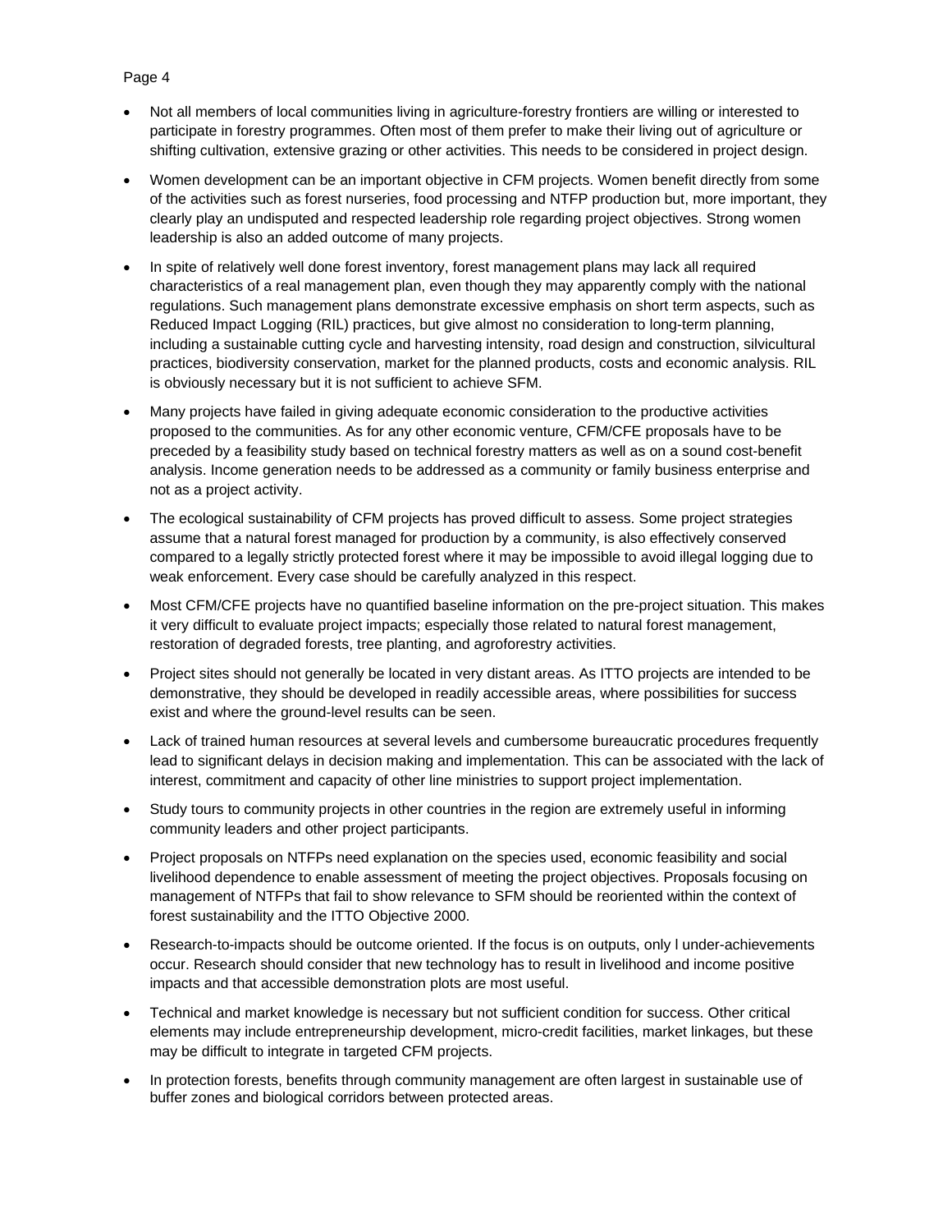- Not all members of local communities living in agriculture-forestry frontiers are willing or interested to participate in forestry programmes. Often most of them prefer to make their living out of agriculture or shifting cultivation, extensive grazing or other activities. This needs to be considered in project design.
- Women development can be an important objective in CFM projects. Women benefit directly from some of the activities such as forest nurseries, food processing and NTFP production but, more important, they clearly play an undisputed and respected leadership role regarding project objectives. Strong women leadership is also an added outcome of many projects.
- In spite of relatively well done forest inventory, forest management plans may lack all required characteristics of a real management plan, even though they may apparently comply with the national regulations. Such management plans demonstrate excessive emphasis on short term aspects, such as Reduced Impact Logging (RIL) practices, but give almost no consideration to long-term planning, including a sustainable cutting cycle and harvesting intensity, road design and construction, silvicultural practices, biodiversity conservation, market for the planned products, costs and economic analysis. RIL is obviously necessary but it is not sufficient to achieve SFM.
- Many projects have failed in giving adequate economic consideration to the productive activities proposed to the communities. As for any other economic venture, CFM/CFE proposals have to be preceded by a feasibility study based on technical forestry matters as well as on a sound cost-benefit analysis. Income generation needs to be addressed as a community or family business enterprise and not as a project activity.
- The ecological sustainability of CFM projects has proved difficult to assess. Some project strategies assume that a natural forest managed for production by a community, is also effectively conserved compared to a legally strictly protected forest where it may be impossible to avoid illegal logging due to weak enforcement. Every case should be carefully analyzed in this respect.
- Most CFM/CFE projects have no quantified baseline information on the pre-project situation. This makes it very difficult to evaluate project impacts; especially those related to natural forest management, restoration of degraded forests, tree planting, and agroforestry activities.
- Project sites should not generally be located in very distant areas. As ITTO projects are intended to be demonstrative, they should be developed in readily accessible areas, where possibilities for success exist and where the ground-level results can be seen.
- Lack of trained human resources at several levels and cumbersome bureaucratic procedures frequently lead to significant delays in decision making and implementation. This can be associated with the lack of interest, commitment and capacity of other line ministries to support project implementation.
- Study tours to community projects in other countries in the region are extremely useful in informing community leaders and other project participants.
- Project proposals on NTFPs need explanation on the species used, economic feasibility and social livelihood dependence to enable assessment of meeting the project objectives. Proposals focusing on management of NTFPs that fail to show relevance to SFM should be reoriented within the context of forest sustainability and the ITTO Objective 2000.
- Research-to-impacts should be outcome oriented. If the focus is on outputs, only l under-achievements occur. Research should consider that new technology has to result in livelihood and income positive impacts and that accessible demonstration plots are most useful.
- Technical and market knowledge is necessary but not sufficient condition for success. Other critical elements may include entrepreneurship development, micro-credit facilities, market linkages, but these may be difficult to integrate in targeted CFM projects.
- In protection forests, benefits through community management are often largest in sustainable use of buffer zones and biological corridors between protected areas.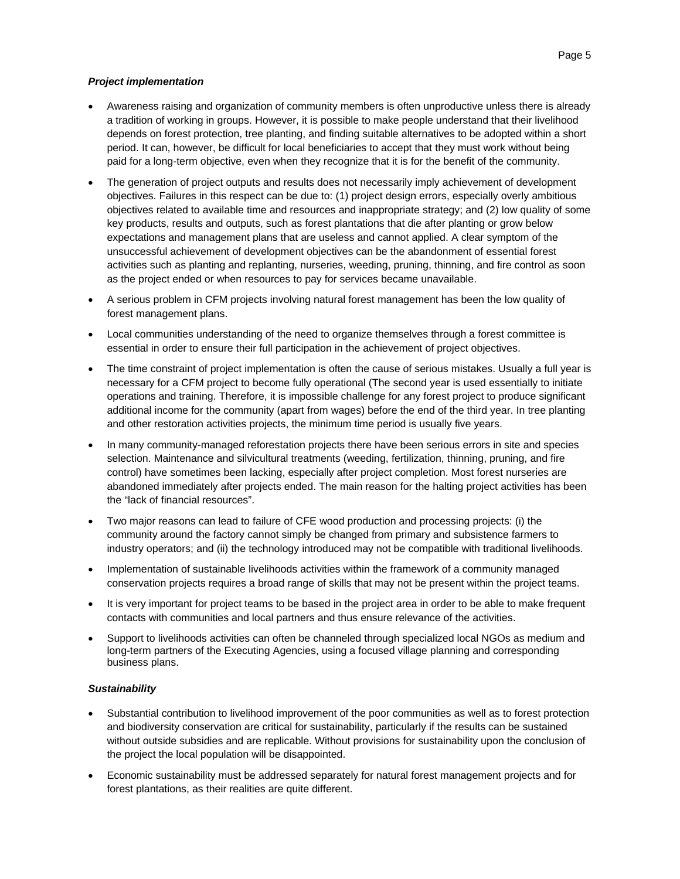***Project implementation***

- Awareness raising and organization of community members is often unproductive unless there is already a tradition of working in groups. However, it is possible to make people understand that their livelihood depends on forest protection, tree planting, and finding suitable alternatives to be adopted within a short period. It can, however, be difficult for local beneficiaries to accept that they must work without being paid for a long-term objective, even when they recognize that it is for the benefit of the community.
- The generation of project outputs and results does not necessarily imply achievement of development objectives. Failures in this respect can be due to: (1) project design errors, especially overly ambitious objectives related to available time and resources and inappropriate strategy; and (2) low quality of some key products, results and outputs, such as forest plantations that die after planting or grow below expectations and management plans that are useless and cannot applied. A clear symptom of the unsuccessful achievement of development objectives can be the abandonment of essential forest activities such as planting and replanting, nurseries, weeding, pruning, thinning, and fire control as soon as the project ended or when resources to pay for services became unavailable.
- A serious problem in CFM projects involving natural forest management has been the low quality of forest management plans.
- Local communities understanding of the need to organize themselves through a forest committee is essential in order to ensure their full participation in the achievement of project objectives.
- The time constraint of project implementation is often the cause of serious mistakes. Usually a full year is necessary for a CFM project to become fully operational (The second year is used essentially to initiate operations and training. Therefore, it is impossible challenge for any forest project to produce significant additional income for the community (apart from wages) before the end of the third year. In tree planting and other restoration activities projects, the minimum time period is usually five years.
- In many community-managed reforestation projects there have been serious errors in site and species selection. Maintenance and silvicultural treatments (weeding, fertilization, thinning, pruning, and fire control) have sometimes been lacking, especially after project completion. Most forest nurseries are abandoned immediately after projects ended. The main reason for the halting project activities has been the "lack of financial resources".
- Two major reasons can lead to failure of CFE wood production and processing projects: (i) the community around the factory cannot simply be changed from primary and subsistence farmers to industry operators; and (ii) the technology introduced may not be compatible with traditional livelihoods.
- Implementation of sustainable livelihoods activities within the framework of a community managed conservation projects requires a broad range of skills that may not be present within the project teams.
- It is very important for project teams to be based in the project area in order to be able to make frequent contacts with communities and local partners and thus ensure relevance of the activities.
- Support to livelihoods activities can often be channeled through specialized local NGOs as medium and long-term partners of the Executing Agencies, using a focused village planning and corresponding business plans.

***Sustainability***

- Substantial contribution to livelihood improvement of the poor communities as well as to forest protection and biodiversity conservation are critical for sustainability, particularly if the results can be sustained without outside subsidies and are replicable. Without provisions for sustainability upon the conclusion of the project the local population will be disappointed.
- Economic sustainability must be addressed separately for natural forest management projects and for forest plantations, as their realities are quite different.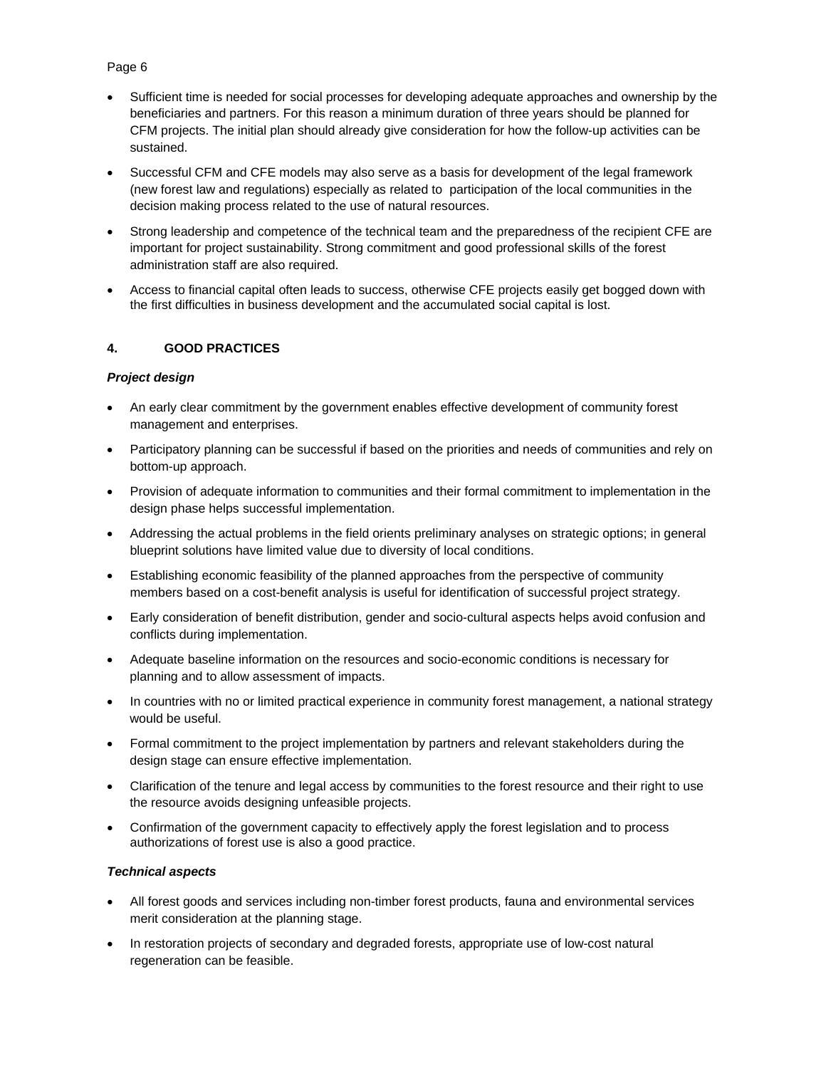- Sufficient time is needed for social processes for developing adequate approaches and ownership by the beneficiaries and partners. For this reason a minimum duration of three years should be planned for CFM projects. The initial plan should already give consideration for how the follow-up activities can be sustained.
- Successful CFM and CFE models may also serve as a basis for development of the legal framework (new forest law and regulations) especially as related to participation of the local communities in the decision making process related to the use of natural resources.
- Strong leadership and competence of the technical team and the preparedness of the recipient CFE are important for project sustainability. Strong commitment and good professional skills of the forest administration staff are also required.
- Access to financial capital often leads to success, otherwise CFE projects easily get bogged down with the first difficulties in business development and the accumulated social capital is lost.

## 4. GOOD PRACTICES

### *Project design*

- An early clear commitment by the government enables effective development of community forest management and enterprises.
- Participatory planning can be successful if based on the priorities and needs of communities and rely on bottom-up approach.
- Provision of adequate information to communities and their formal commitment to implementation in the design phase helps successful implementation.
- Addressing the actual problems in the field orients preliminary analyses on strategic options; in general blueprint solutions have limited value due to diversity of local conditions.
- Establishing economic feasibility of the planned approaches from the perspective of community members based on a cost-benefit analysis is useful for identification of successful project strategy.
- Early consideration of benefit distribution, gender and socio-cultural aspects helps avoid confusion and conflicts during implementation.
- Adequate baseline information on the resources and socio-economic conditions is necessary for planning and to allow assessment of impacts.
- In countries with no or limited practical experience in community forest management, a national strategy would be useful.
- Formal commitment to the project implementation by partners and relevant stakeholders during the design stage can ensure effective implementation.
- Clarification of the tenure and legal access by communities to the forest resource and their right to use the resource avoids designing unfeasible projects.
- Confirmation of the government capacity to effectively apply the forest legislation and to process authorizations of forest use is also a good practice.

### *Technical aspects*

- All forest goods and services including non-timber forest products, fauna and environmental services merit consideration at the planning stage.
- In restoration projects of secondary and degraded forests, appropriate use of low-cost natural regeneration can be feasible.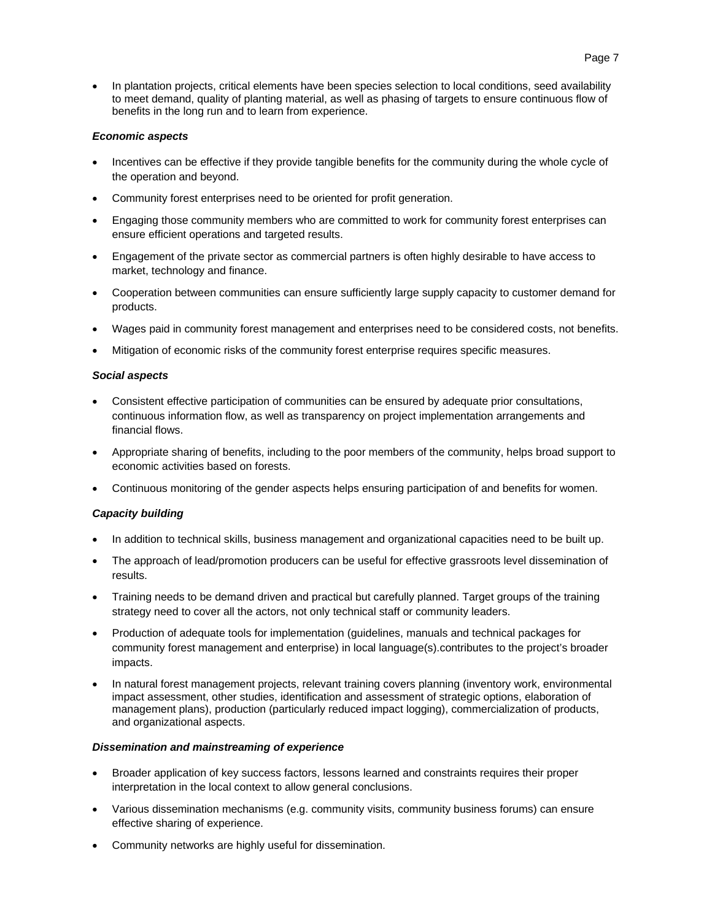- In plantation projects, critical elements have been species selection to local conditions, seed availability to meet demand, quality of planting material, as well as phasing of targets to ensure continuous flow of benefits in the long run and to learn from experience.

***Economic aspects***

- Incentives can be effective if they provide tangible benefits for the community during the whole cycle of the operation and beyond.
- Community forest enterprises need to be oriented for profit generation.
- Engaging those community members who are committed to work for community forest enterprises can ensure efficient operations and targeted results.
- Engagement of the private sector as commercial partners is often highly desirable to have access to market, technology and finance.
- Cooperation between communities can ensure sufficiently large supply capacity to customer demand for products.
- Wages paid in community forest management and enterprises need to be considered costs, not benefits.
- Mitigation of economic risks of the community forest enterprise requires specific measures.

***Social aspects***

- Consistent effective participation of communities can be ensured by adequate prior consultations, continuous information flow, as well as transparency on project implementation arrangements and financial flows.
- Appropriate sharing of benefits, including to the poor members of the community, helps broad support to economic activities based on forests.
- Continuous monitoring of the gender aspects helps ensuring participation of and benefits for women.

***Capacity building***

- In addition to technical skills, business management and organizational capacities need to be built up.
- The approach of lead/promotion producers can be useful for effective grassroots level dissemination of results.
- Training needs to be demand driven and practical but carefully planned. Target groups of the training strategy need to cover all the actors, not only technical staff or community leaders.
- Production of adequate tools for implementation (guidelines, manuals and technical packages for community forest management and enterprise) in local language(s).contributes to the project's broader impacts.
- In natural forest management projects, relevant training covers planning (inventory work, environmental impact assessment, other studies, identification and assessment of strategic options, elaboration of management plans), production (particularly reduced impact logging), commercialization of products, and organizational aspects.

***Dissemination and mainstreaming of experience***

- Broader application of key success factors, lessons learned and constraints requires their proper interpretation in the local context to allow general conclusions.
- Various dissemination mechanisms (e.g. community visits, community business forums) can ensure effective sharing of experience.
- Community networks are highly useful for dissemination.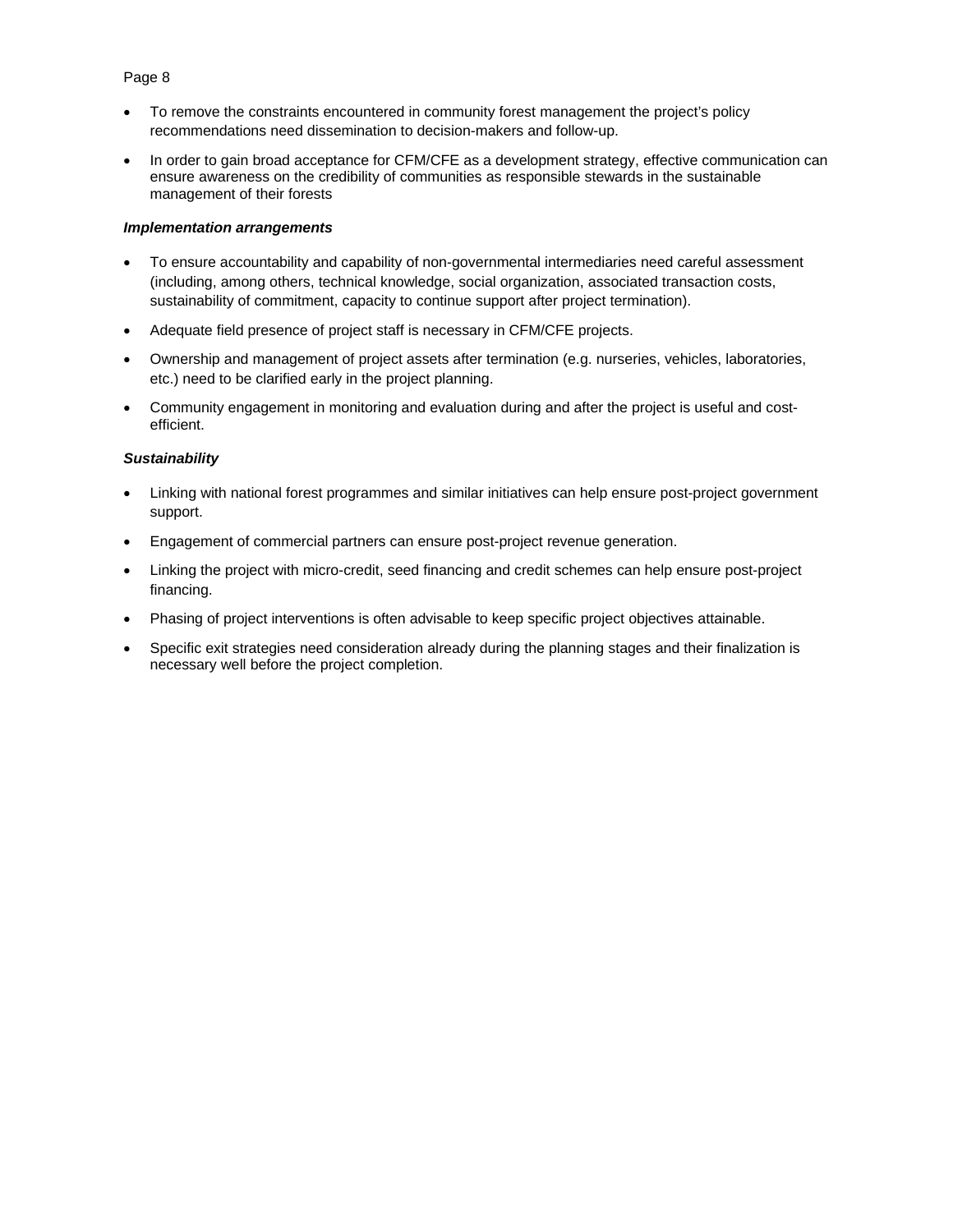- To remove the constraints encountered in community forest management the project's policy recommendations need dissemination to decision-makers and follow-up.
- In order to gain broad acceptance for CFM/CFE as a development strategy, effective communication can ensure awareness on the credibility of communities as responsible stewards in the sustainable management of their forests

***Implementation arrangements***

- To ensure accountability and capability of non-governmental intermediaries need careful assessment (including, among others, technical knowledge, social organization, associated transaction costs, sustainability of commitment, capacity to continue support after project termination).
- Adequate field presence of project staff is necessary in CFM/CFE projects.
- Ownership and management of project assets after termination (e.g. nurseries, vehicles, laboratories, etc.) need to be clarified early in the project planning.
- Community engagement in monitoring and evaluation during and after the project is useful and cost-efficient.

***Sustainability***

- Linking with national forest programmes and similar initiatives can help ensure post-project government support.
- Engagement of commercial partners can ensure post-project revenue generation.
- Linking the project with micro-credit, seed financing and credit schemes can help ensure post-project financing.
- Phasing of project interventions is often advisable to keep specific project objectives attainable.
- Specific exit strategies need consideration already during the planning stages and their finalization is necessary well before the project completion.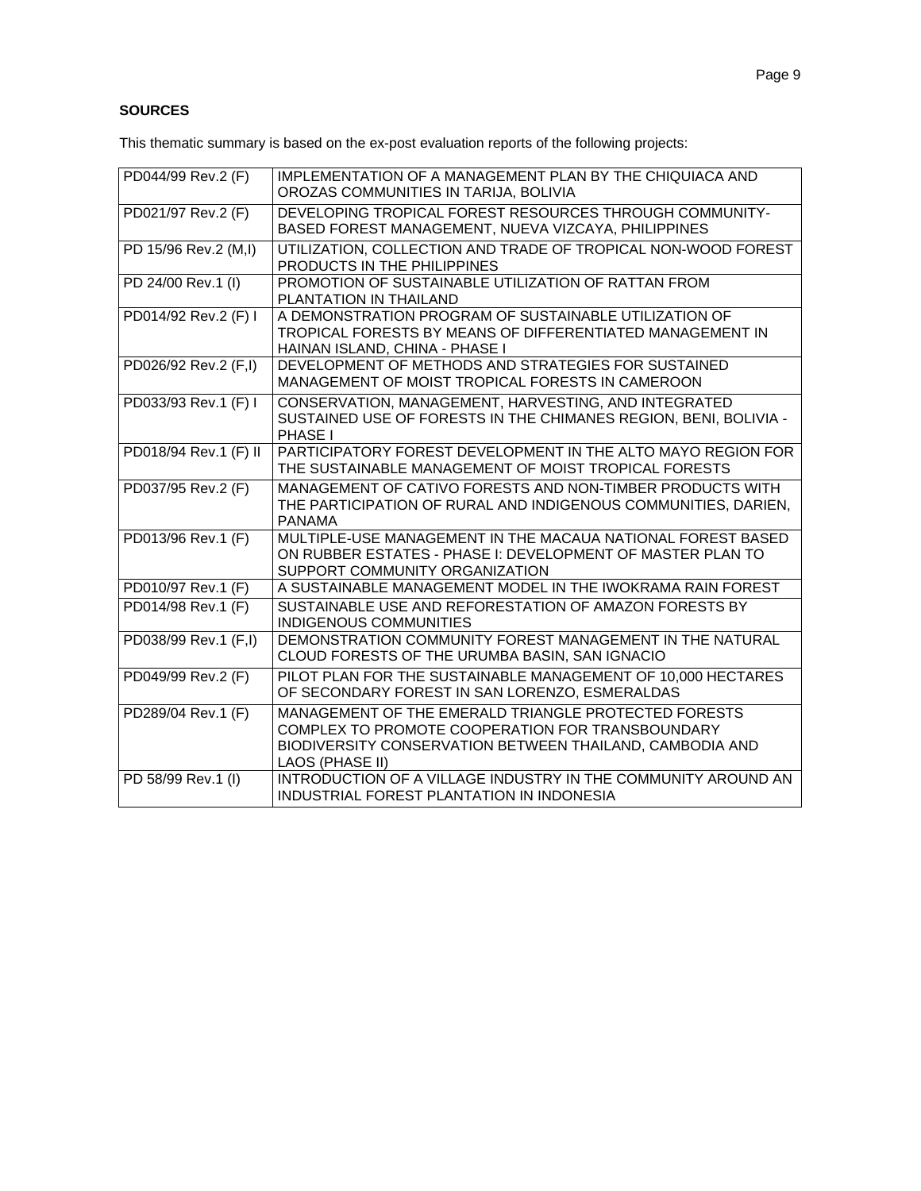**SOURCES**

This thematic summary is based on the ex-post evaluation reports of the following projects:

| | |
|---|---|
| PD044/99 Rev.2 (F) | IMPLEMENTATION OF A MANAGEMENT PLAN BY THE CHIQUIACA AND OROZAS COMMUNITIES IN TARIJA, BOLIVIA |
| PD021/97 Rev.2 (F) | DEVELOPING TROPICAL FOREST RESOURCES THROUGH COMMUNITY-BASED FOREST MANAGEMENT, NUEVA VIZCAYA, PHILIPPINES |
| PD 15/96 Rev.2 (M,I) | UTILIZATION, COLLECTION AND TRADE OF TROPICAL NON-WOOD FOREST PRODUCTS IN THE PHILIPPINES |
| PD 24/00 Rev.1 (I) | PROMOTION OF SUSTAINABLE UTILIZATION OF RATTAN FROM PLANTATION IN THAILAND |
| PD014/92 Rev.2 (F) I | A DEMONSTRATION PROGRAM OF SUSTAINABLE UTILIZATION OF TROPICAL FORESTS BY MEANS OF DIFFERENTIATED MANAGEMENT IN HAINAN ISLAND, CHINA - PHASE I |
| PD026/92 Rev.2 (F,I) | DEVELOPMENT OF METHODS AND STRATEGIES FOR SUSTAINED MANAGEMENT OF MOIST TROPICAL FORESTS IN CAMEROON |
| PD033/93 Rev.1 (F) I | CONSERVATION, MANAGEMENT, HARVESTING, AND INTEGRATED SUSTAINED USE OF FORESTS IN THE CHIMANES REGION, BENI, BOLIVIA - PHASE I |
| PD018/94 Rev.1 (F) II | PARTICIPATORY FOREST DEVELOPMENT IN THE ALTO MAYO REGION FOR THE SUSTAINABLE MANAGEMENT OF MOIST TROPICAL FORESTS |
| PD037/95 Rev.2 (F) | MANAGEMENT OF CATIVO FORESTS AND NON-TIMBER PRODUCTS WITH THE PARTICIPATION OF RURAL AND INDIGENOUS COMMUNITIES, DARIEN, PANAMA |
| PD013/96 Rev.1 (F) | MULTIPLE-USE MANAGEMENT IN THE MACAUA NATIONAL FOREST BASED ON RUBBER ESTATES - PHASE I: DEVELOPMENT OF MASTER PLAN TO SUPPORT COMMUNITY ORGANIZATION |
| PD010/97 Rev.1 (F) | A SUSTAINABLE MANAGEMENT MODEL IN THE IWOKRAMA RAIN FOREST |
| PD014/98 Rev.1 (F) | SUSTAINABLE USE AND REFORESTATION OF AMAZON FORESTS BY INDIGENOUS COMMUNITIES |
| PD038/99 Rev.1 (F,I) | DEMONSTRATION COMMUNITY FOREST MANAGEMENT IN THE NATURAL CLOUD FORESTS OF THE URUMBA BASIN, SAN IGNACIO |
| PD049/99 Rev.2 (F) | PILOT PLAN FOR THE SUSTAINABLE MANAGEMENT OF 10,000 HECTARES OF SECONDARY FOREST IN SAN LORENZO, ESMERALDAS |
| PD289/04 Rev.1 (F) | MANAGEMENT OF THE EMERALD TRIANGLE PROTECTED FORESTS COMPLEX TO PROMOTE COOPERATION FOR TRANSBOUNDARY BIODIVERSITY CONSERVATION BETWEEN THAILAND, CAMBODIA AND LAOS (PHASE II) |
| PD 58/99 Rev.1 (I) | INTRODUCTION OF A VILLAGE INDUSTRY IN THE COMMUNITY AROUND AN INDUSTRIAL FOREST PLANTATION IN INDONESIA |